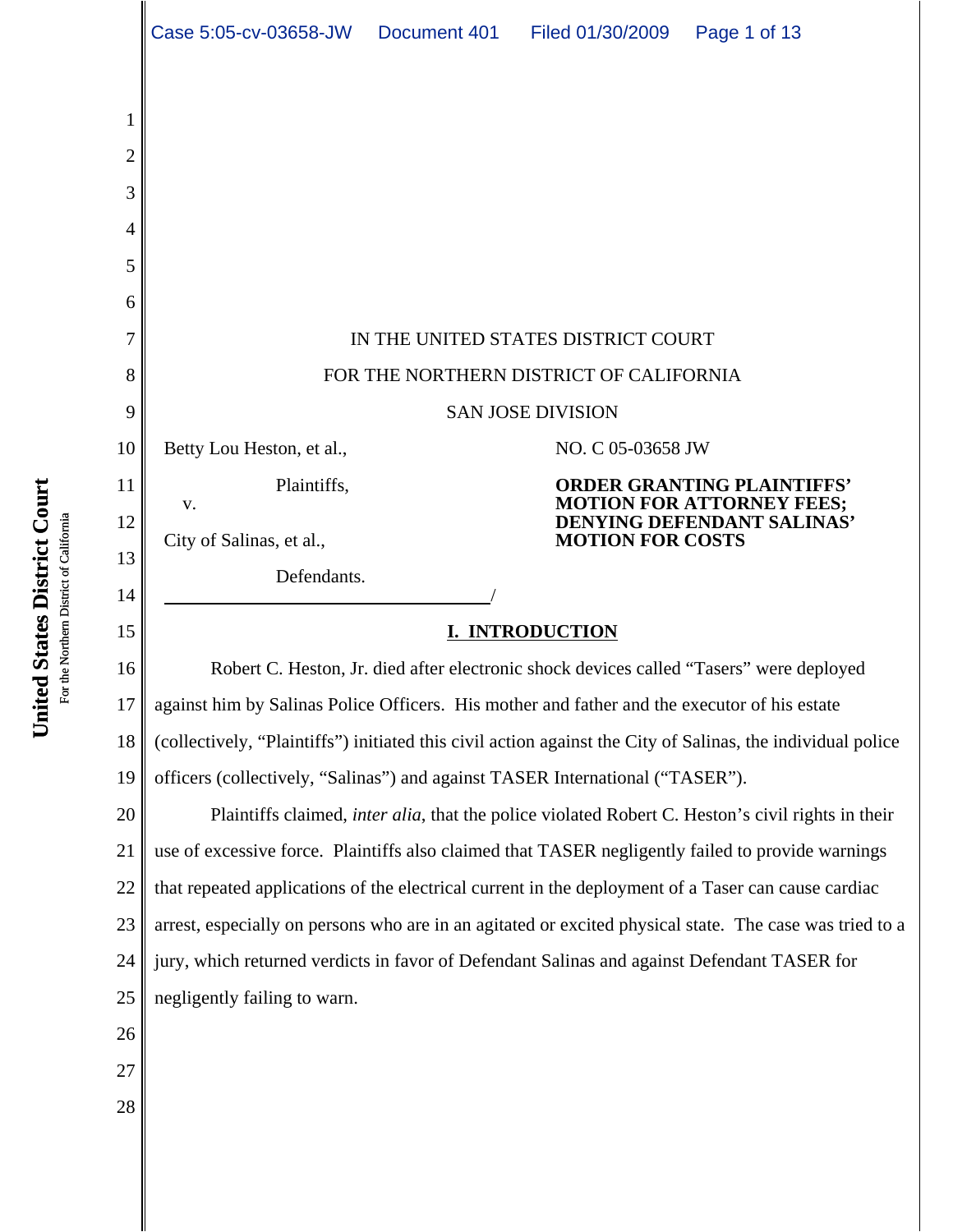IN THE UNITED STATES DISTRICT COURT

FOR THE NORTHERN DISTRICT OF CALIFORNIA

SAN JOSE DIVISION

Betty Lou Heston, et al.,

Plaintiffs,

v.

City of Salinas, et al.,

Defendants.

NO. C 05-03658 JW

**ORDER GRANTING PLAINTIFFS' MOTION FOR ATTORNEY FEES; DENYING DEFENDANT SALINAS' MOTION FOR COSTS**

## I. INTRODUCTION

Robert C. Heston, Jr. died after electronic shock devices called "Tasers" were deployed against him by Salinas Police Officers. His mother and father and the executor of his estate (collectively, "Plaintiffs") initiated this civil action against the City of Salinas, the individual police officers (collectively, "Salinas") and against TASER International ("TASER").

Plaintiffs claimed, *inter alia*, that the police violated Robert C. Heston's civil rights in their use of excessive force. Plaintiffs also claimed that TASER negligently failed to provide warnings that repeated applications of the electrical current in the deployment of a Taser can cause cardiac arrest, especially on persons who are in an agitated or excited physical state. The case was tried to a jury, which returned verdicts in favor of Defendant Salinas and against Defendant TASER for negligently failing to warn.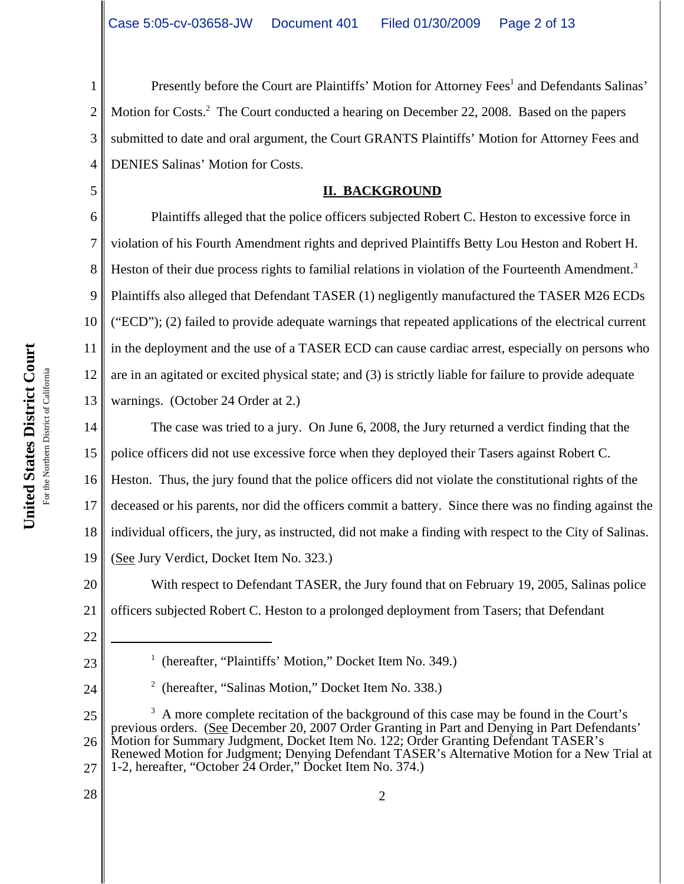Presently before the Court are Plaintiffs' Motion for Attorney Fees[1] and Defendants Salinas' Motion for Costs.[2] The Court conducted a hearing on December 22, 2008. Based on the papers submitted to date and oral argument, the Court GRANTS Plaintiffs' Motion for Attorney Fees and DENIES Salinas' Motion for Costs.

## II. BACKGROUND

Plaintiffs alleged that the police officers subjected Robert C. Heston to excessive force in violation of his Fourth Amendment rights and deprived Plaintiffs Betty Lou Heston and Robert H. Heston of their due process rights to familial relations in violation of the Fourteenth Amendment.[3] Plaintiffs also alleged that Defendant TASER (1) negligently manufactured the TASER M26 ECDs ("ECD"); (2) failed to provide adequate warnings that repeated applications of the electrical current in the deployment and the use of a TASER ECD can cause cardiac arrest, especially on persons who are in an agitated or excited physical state; and (3) is strictly liable for failure to provide adequate warnings. (October 24 Order at 2.)

The case was tried to a jury. On June 6, 2008, the Jury returned a verdict finding that the police officers did not use excessive force when they deployed their Tasers against Robert C. Heston. Thus, the jury found that the police officers did not violate the constitutional rights of the deceased or his parents, nor did the officers commit a battery. Since there was no finding against the individual officers, the jury, as instructed, did not make a finding with respect to the City of Salinas. (See Jury Verdict, Docket Item No. 323.)

With respect to Defendant TASER, the Jury found that on February 19, 2005, Salinas police officers subjected Robert C. Heston to a prolonged deployment from Tasers; that Defendant

---

[1] (hereafter, "Plaintiffs' Motion," Docket Item No. 349.)

[2] (hereafter, "Salinas Motion," Docket Item No. 338.)

[3] A more complete recitation of the background of this case may be found in the Court's previous orders. (See December 20, 2007 Order Granting in Part and Denying in Part Defendants' Motion for Summary Judgment, Docket Item No. 122; Order Granting Defendant TASER's Renewed Motion for Judgment; Denying Defendant TASER's Alternative Motion for a New Trial at 1-2, hereafter, "October 24 Order," Docket Item No. 374.)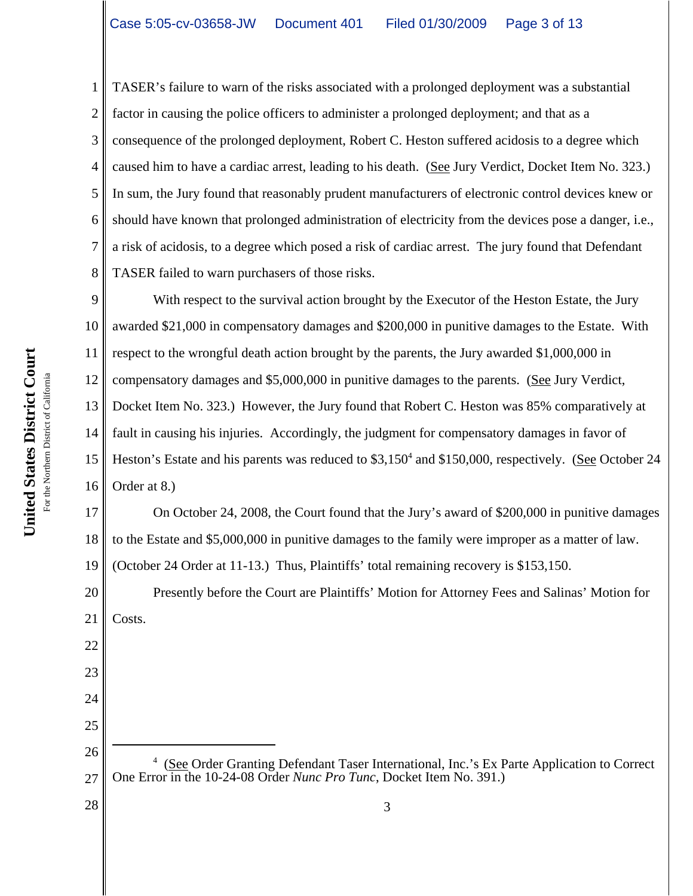TASER's failure to warn of the risks associated with a prolonged deployment was a substantial factor in causing the police officers to administer a prolonged deployment; and that as a consequence of the prolonged deployment, Robert C. Heston suffered acidosis to a degree which caused him to have a cardiac arrest, leading to his death. (See Jury Verdict, Docket Item No. 323.) In sum, the Jury found that reasonably prudent manufacturers of electronic control devices knew or should have known that prolonged administration of electricity from the devices pose a danger, i.e., a risk of acidosis, to a degree which posed a risk of cardiac arrest. The jury found that Defendant TASER failed to warn purchasers of those risks.

With respect to the survival action brought by the Executor of the Heston Estate, the Jury awarded $21,000 in compensatory damages and $200,000 in punitive damages to the Estate. With respect to the wrongful death action brought by the parents, the Jury awarded $1,000,000 in compensatory damages and $5,000,000 in punitive damages to the parents. (See Jury Verdict, Docket Item No. 323.) However, the Jury found that Robert C. Heston was 85% comparatively at fault in causing his injuries. Accordingly, the judgment for compensatory damages in favor of Heston's Estate and his parents was reduced to $3,150[4] and $150,000, respectively. (See October 24 Order at 8.)

On October 24, 2008, the Court found that the Jury's award of $200,000 in punitive damages to the Estate and $5,000,000 in punitive damages to the family were improper as a matter of law. (October 24 Order at 11-13.) Thus, Plaintiffs' total remaining recovery is $153,150.

Presently before the Court are Plaintiffs' Motion for Attorney Fees and Salinas' Motion for Costs.

[4] (See Order Granting Defendant Taser International, Inc.'s Ex Parte Application to Correct One Error in the 10-24-08 Order *Nunc Pro Tunc*, Docket Item No. 391.)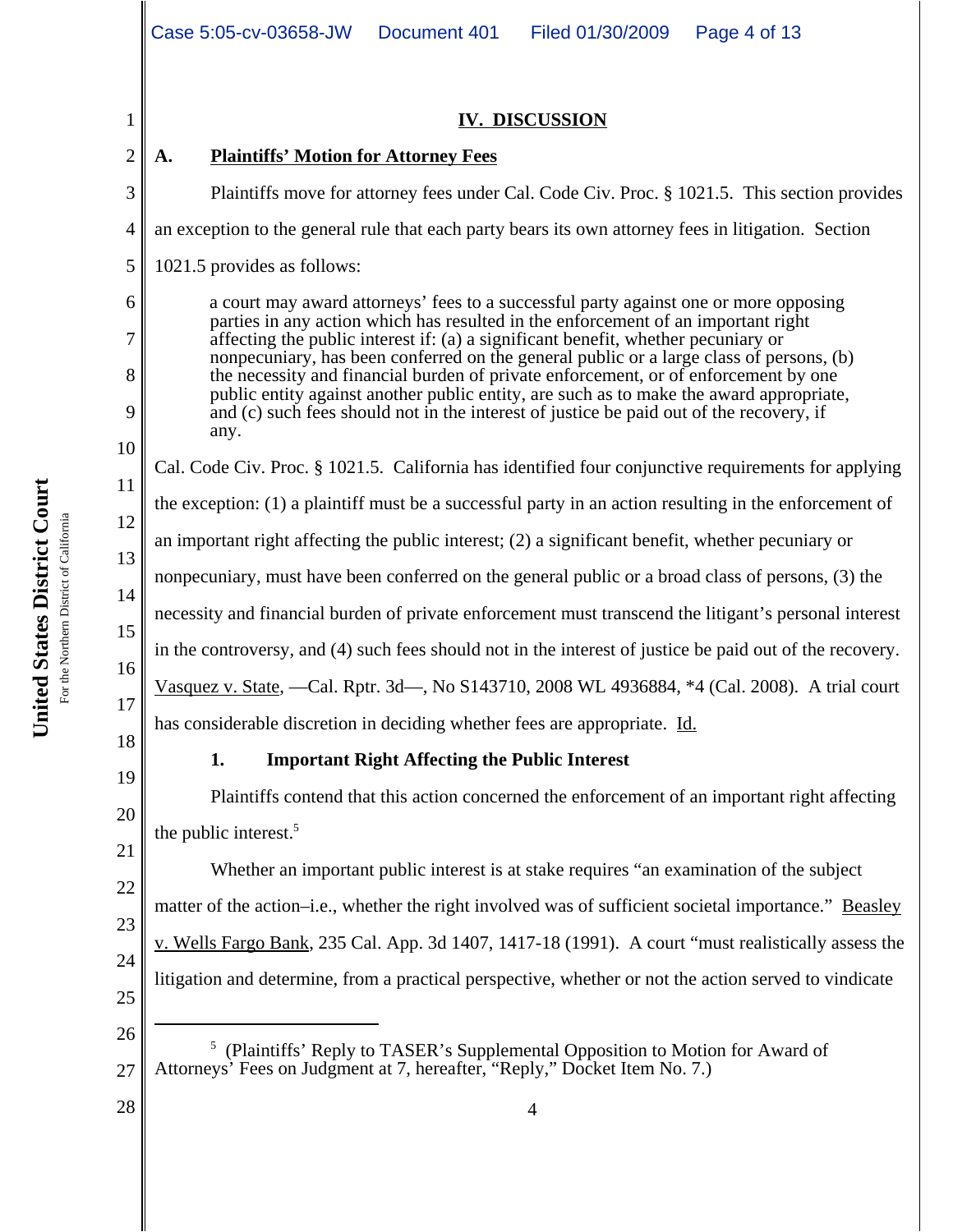## IV. DISCUSSION

### A. Plaintiffs' Motion for Attorney Fees

Plaintiffs move for attorney fees under Cal. Code Civ. Proc. § 1021.5. This section provides an exception to the general rule that each party bears its own attorney fees in litigation. Section 1021.5 provides as follows:

> a court may award attorneys' fees to a successful party against one or more opposing parties in any action which has resulted in the enforcement of an important right affecting the public interest if: (a) a significant benefit, whether pecuniary or nonpecuniary, has been conferred on the general public or a large class of persons, (b) the necessity and financial burden of private enforcement, or of enforcement by one public entity against another public entity, are such as to make the award appropriate, and (c) such fees should not in the interest of justice be paid out of the recovery, if any.

Cal. Code Civ. Proc. § 1021.5. California has identified four conjunctive requirements for applying the exception: (1) a plaintiff must be a successful party in an action resulting in the enforcement of an important right affecting the public interest; (2) a significant benefit, whether pecuniary or nonpecuniary, must have been conferred on the general public or a broad class of persons, (3) the necessity and financial burden of private enforcement must transcend the litigant's personal interest in the controversy, and (4) such fees should not in the interest of justice be paid out of the recovery. Vasquez v. State, —Cal. Rptr. 3d—, No S143710, 2008 WL 4936884, *4 (Cal. 2008). A trial court has considerable discretion in deciding whether fees are appropriate. Id.

#### 1. Important Right Affecting the Public Interest

Plaintiffs contend that this action concerned the enforcement of an important right affecting the public interest.[5]

Whether an important public interest is at stake requires "an examination of the subject matter of the action–i.e., whether the right involved was of sufficient societal importance." Beasley v. Wells Fargo Bank, 235 Cal. App. 3d 1407, 1417-18 (1991). A court "must realistically assess the litigation and determine, from a practical perspective, whether or not the action served to vindicate

---

[5] (Plaintiffs' Reply to TASER's Supplemental Opposition to Motion for Award of Attorneys' Fees on Judgment at 7, hereafter, "Reply," Docket Item No. 7.)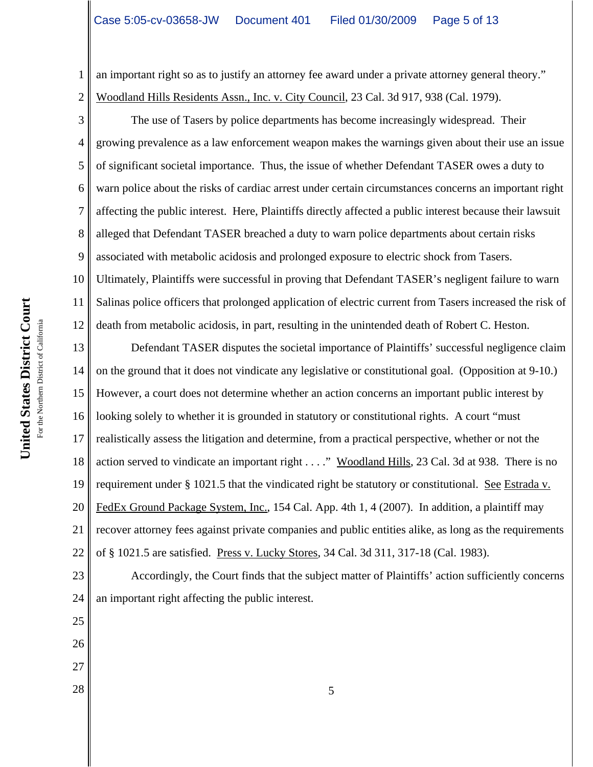an important right so as to justify an attorney fee award under a private attorney general theory." Woodland Hills Residents Assn., Inc. v. City Council, 23 Cal. 3d 917, 938 (Cal. 1979).

The use of Tasers by police departments has become increasingly widespread. Their growing prevalence as a law enforcement weapon makes the warnings given about their use an issue of significant societal importance. Thus, the issue of whether Defendant TASER owes a duty to warn police about the risks of cardiac arrest under certain circumstances concerns an important right affecting the public interest. Here, Plaintiffs directly affected a public interest because their lawsuit alleged that Defendant TASER breached a duty to warn police departments about certain risks associated with metabolic acidosis and prolonged exposure to electric shock from Tasers. Ultimately, Plaintiffs were successful in proving that Defendant TASER's negligent failure to warn Salinas police officers that prolonged application of electric current from Tasers increased the risk of death from metabolic acidosis, in part, resulting in the unintended death of Robert C. Heston.

Defendant TASER disputes the societal importance of Plaintiffs' successful negligence claim on the ground that it does not vindicate any legislative or constitutional goal. (Opposition at 9-10.) However, a court does not determine whether an action concerns an important public interest by looking solely to whether it is grounded in statutory or constitutional rights. A court "must realistically assess the litigation and determine, from a practical perspective, whether or not the action served to vindicate an important right . . . ." Woodland Hills, 23 Cal. 3d at 938. There is no requirement under § 1021.5 that the vindicated right be statutory or constitutional. See Estrada v. FedEx Ground Package System, Inc., 154 Cal. App. 4th 1, 4 (2007). In addition, a plaintiff may recover attorney fees against private companies and public entities alike, as long as the requirements of § 1021.5 are satisfied. Press v. Lucky Stores, 34 Cal. 3d 311, 317-18 (Cal. 1983).

Accordingly, the Court finds that the subject matter of Plaintiffs' action sufficiently concerns an important right affecting the public interest.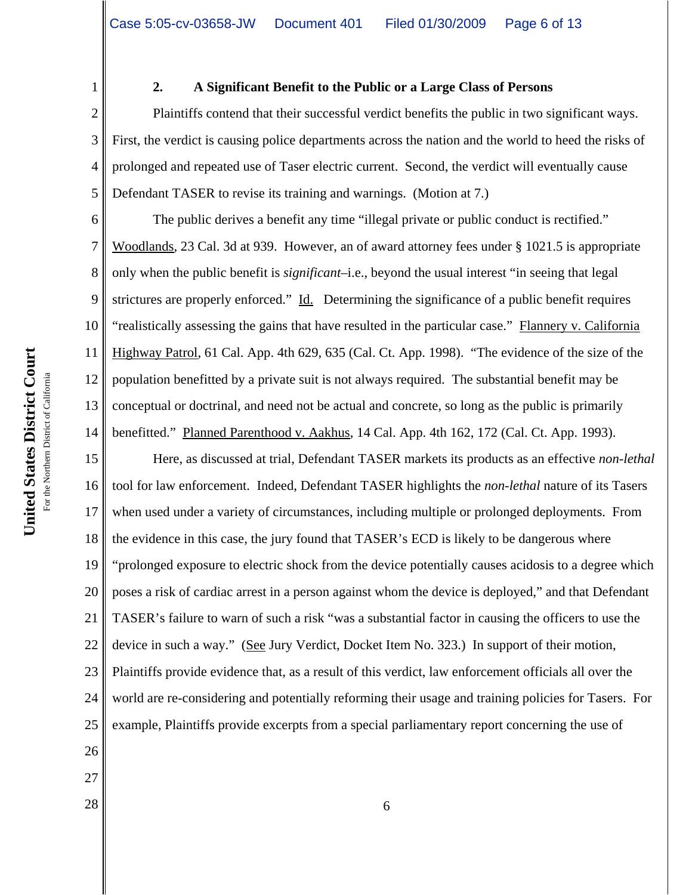### 2. A Significant Benefit to the Public or a Large Class of Persons

Plaintiffs contend that their successful verdict benefits the public in two significant ways. First, the verdict is causing police departments across the nation and the world to heed the risks of prolonged and repeated use of Taser electric current. Second, the verdict will eventually cause Defendant TASER to revise its training and warnings. (Motion at 7.)

The public derives a benefit any time "illegal private or public conduct is rectified." Woodlands, 23 Cal. 3d at 939. However, an of award attorney fees under § 1021.5 is appropriate only when the public benefit is *significant*–i.e., beyond the usual interest "in seeing that legal strictures are properly enforced." Id. Determining the significance of a public benefit requires "realistically assessing the gains that have resulted in the particular case." Flannery v. California Highway Patrol, 61 Cal. App. 4th 629, 635 (Cal. Ct. App. 1998). "The evidence of the size of the population benefitted by a private suit is not always required. The substantial benefit may be conceptual or doctrinal, and need not be actual and concrete, so long as the public is primarily benefitted." Planned Parenthood v. Aakhus, 14 Cal. App. 4th 162, 172 (Cal. Ct. App. 1993).

Here, as discussed at trial, Defendant TASER markets its products as an effective *non-lethal* tool for law enforcement. Indeed, Defendant TASER highlights the *non-lethal* nature of its Tasers when used under a variety of circumstances, including multiple or prolonged deployments. From the evidence in this case, the jury found that TASER's ECD is likely to be dangerous where "prolonged exposure to electric shock from the device potentially causes acidosis to a degree which poses a risk of cardiac arrest in a person against whom the device is deployed," and that Defendant TASER's failure to warn of such a risk "was a substantial factor in causing the officers to use the device in such a way." (See Jury Verdict, Docket Item No. 323.) In support of their motion, Plaintiffs provide evidence that, as a result of this verdict, law enforcement officials all over the world are re-considering and potentially reforming their usage and training policies for Tasers. For example, Plaintiffs provide excerpts from a special parliamentary report concerning the use of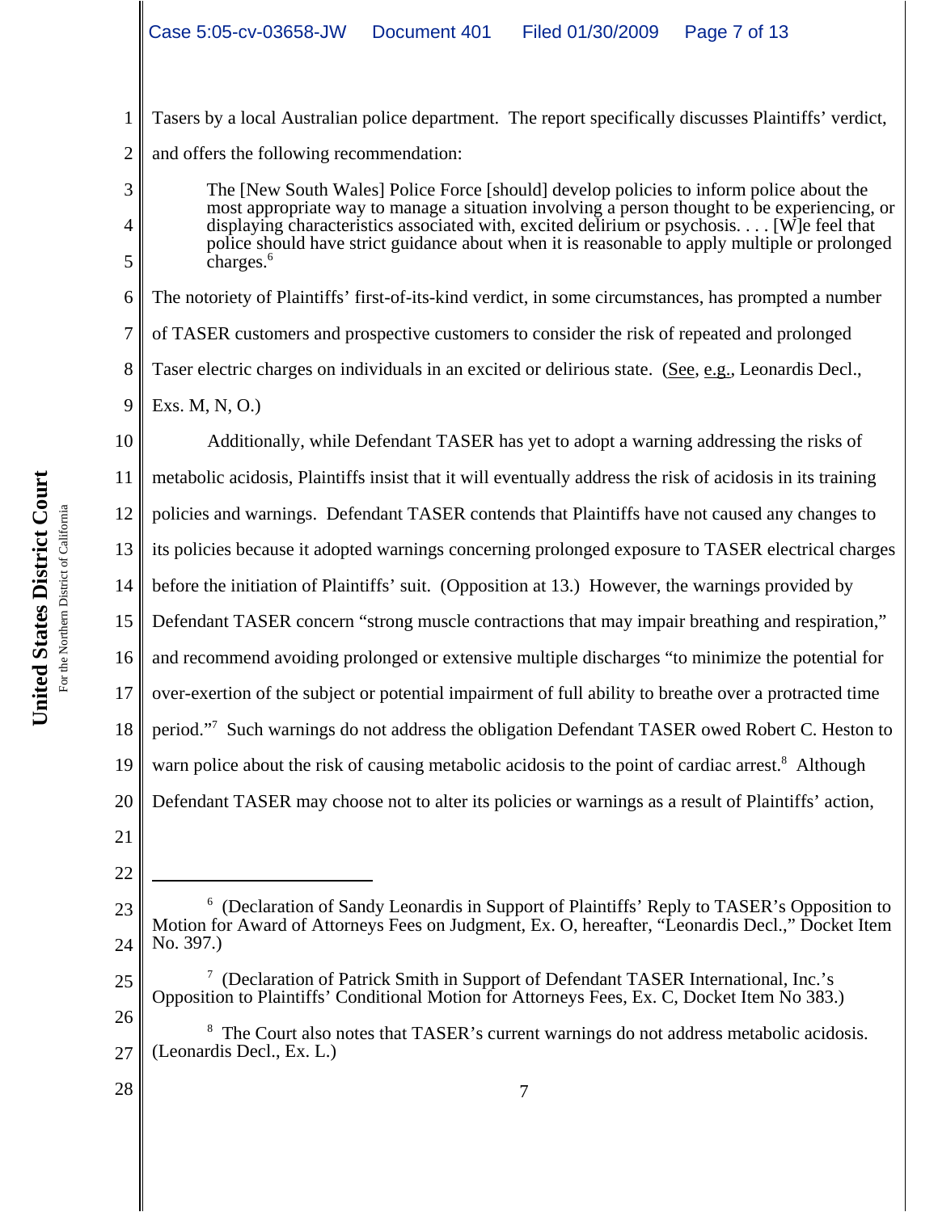Tasers by a local Australian police department. The report specifically discusses Plaintiffs' verdict, and offers the following recommendation:

> The [New South Wales] Police Force [should] develop policies to inform police about the most appropriate way to manage a situation involving a person thought to be experiencing, or displaying characteristics associated with, excited delirium or psychosis. . . . [W]e feel that police should have strict guidance about when it is reasonable to apply multiple or prolonged charges.[6]

The notoriety of Plaintiffs' first-of-its-kind verdict, in some circumstances, has prompted a number of TASER customers and prospective customers to consider the risk of repeated and prolonged Taser electric charges on individuals in an excited or delirious state. (See, e.g., Leonardis Decl., Exs. M, N, O.)

Additionally, while Defendant TASER has yet to adopt a warning addressing the risks of metabolic acidosis, Plaintiffs insist that it will eventually address the risk of acidosis in its training policies and warnings. Defendant TASER contends that Plaintiffs have not caused any changes to its policies because it adopted warnings concerning prolonged exposure to TASER electrical charges before the initiation of Plaintiffs' suit. (Opposition at 13.) However, the warnings provided by Defendant TASER concern "strong muscle contractions that may impair breathing and respiration," and recommend avoiding prolonged or extensive multiple discharges "to minimize the potential for over-exertion of the subject or potential impairment of full ability to breathe over a protracted time period."[7] Such warnings do not address the obligation Defendant TASER owed Robert C. Heston to warn police about the risk of causing metabolic acidosis to the point of cardiac arrest.[8] Although Defendant TASER may choose not to alter its policies or warnings as a result of Plaintiffs' action,

---

[6] (Declaration of Sandy Leonardis in Support of Plaintiffs' Reply to TASER's Opposition to Motion for Award of Attorneys Fees on Judgment, Ex. O, hereafter, "Leonardis Decl.," Docket Item No. 397.)

[7] (Declaration of Patrick Smith in Support of Defendant TASER International, Inc.'s Opposition to Plaintiffs' Conditional Motion for Attorneys Fees, Ex. C, Docket Item No 383.)

[8] The Court also notes that TASER's current warnings do not address metabolic acidosis. (Leonardis Decl., Ex. L.)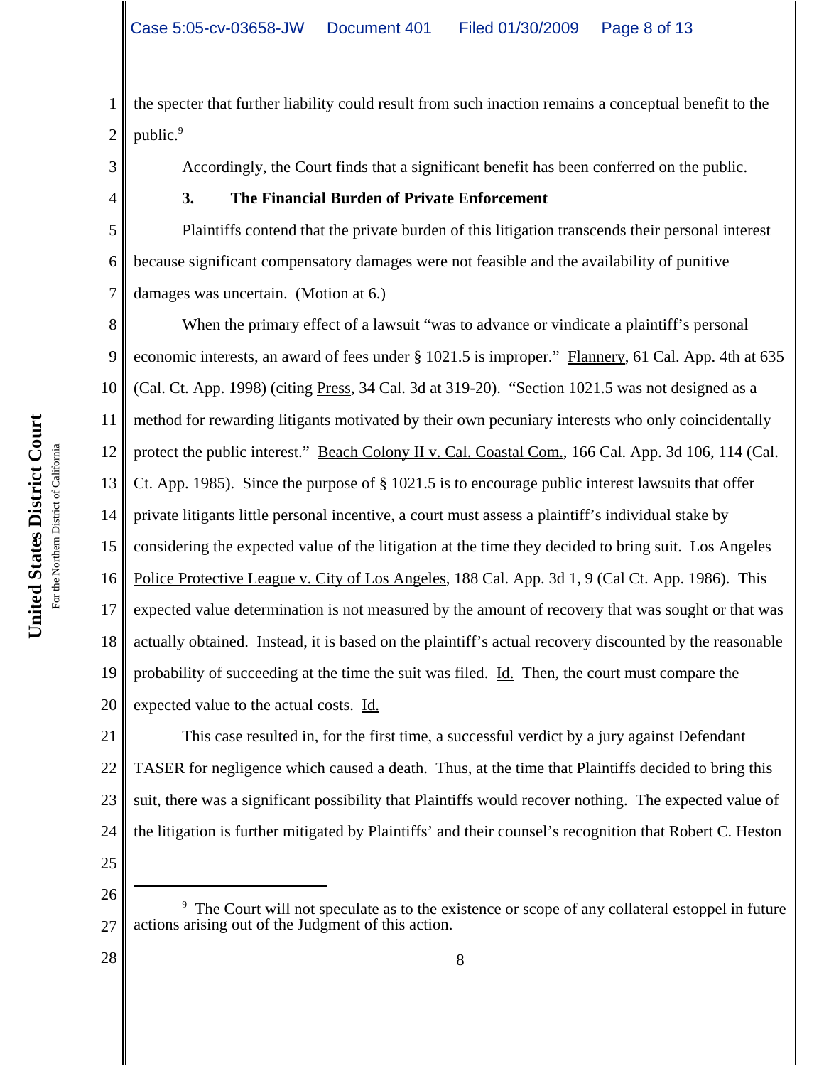the specter that further liability could result from such inaction remains a conceptual benefit to the public.[9]

Accordingly, the Court finds that a significant benefit has been conferred on the public.

### 3. The Financial Burden of Private Enforcement

Plaintiffs contend that the private burden of this litigation transcends their personal interest because significant compensatory damages were not feasible and the availability of punitive damages was uncertain. (Motion at 6.)

When the primary effect of a lawsuit "was to advance or vindicate a plaintiff's personal economic interests, an award of fees under § 1021.5 is improper." Flannery, 61 Cal. App. 4th at 635 (Cal. Ct. App. 1998) (citing Press, 34 Cal. 3d at 319-20). "Section 1021.5 was not designed as a method for rewarding litigants motivated by their own pecuniary interests who only coincidentally protect the public interest." Beach Colony II v. Cal. Coastal Com., 166 Cal. App. 3d 106, 114 (Cal. Ct. App. 1985). Since the purpose of § 1021.5 is to encourage public interest lawsuits that offer private litigants little personal incentive, a court must assess a plaintiff's individual stake by considering the expected value of the litigation at the time they decided to bring suit. Los Angeles Police Protective League v. City of Los Angeles, 188 Cal. App. 3d 1, 9 (Cal Ct. App. 1986). This expected value determination is not measured by the amount of recovery that was sought or that was actually obtained. Instead, it is based on the plaintiff's actual recovery discounted by the reasonable probability of succeeding at the time the suit was filed. Id. Then, the court must compare the expected value to the actual costs. Id.

This case resulted in, for the first time, a successful verdict by a jury against Defendant TASER for negligence which caused a death. Thus, at the time that Plaintiffs decided to bring this suit, there was a significant possibility that Plaintiffs would recover nothing. The expected value of the litigation is further mitigated by Plaintiffs' and their counsel's recognition that Robert C. Heston

---

[9] The Court will not speculate as to the existence or scope of any collateral estoppel in future actions arising out of the Judgment of this action.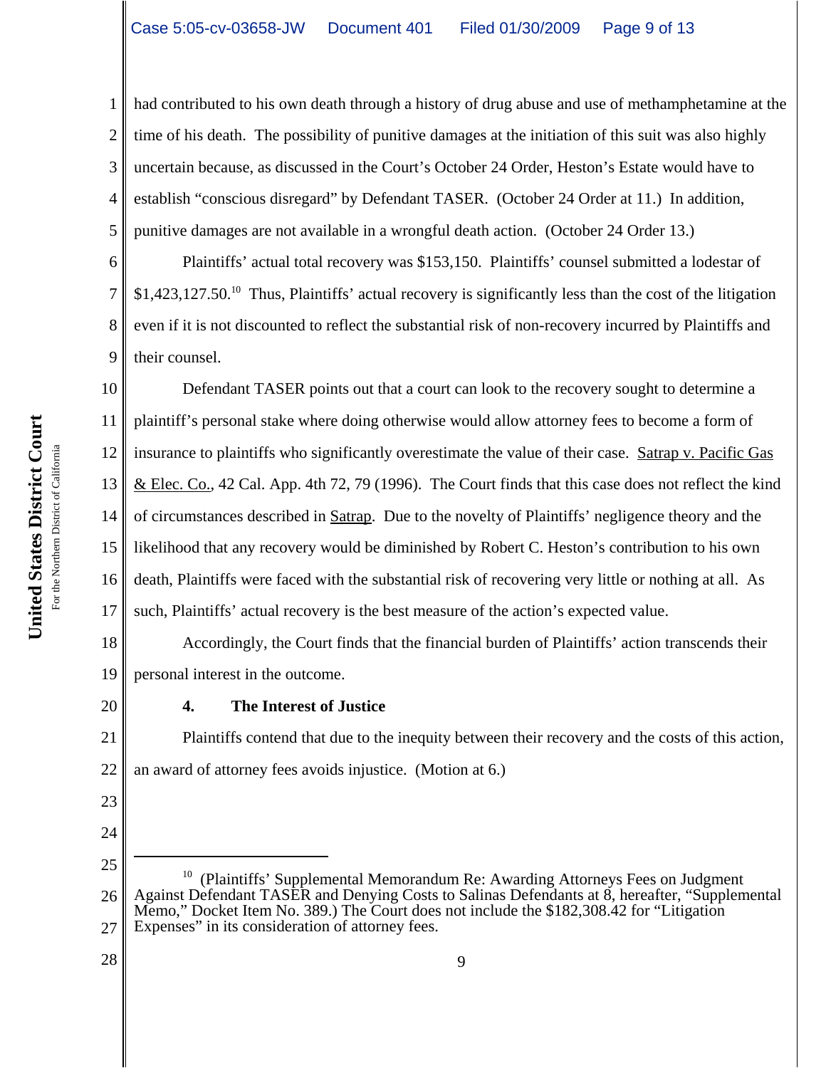had contributed to his own death through a history of drug abuse and use of methamphetamine at the time of his death. The possibility of punitive damages at the initiation of this suit was also highly uncertain because, as discussed in the Court's October 24 Order, Heston's Estate would have to establish "conscious disregard" by Defendant TASER. (October 24 Order at 11.) In addition, punitive damages are not available in a wrongful death action. (October 24 Order 13.)

Plaintiffs' actual total recovery was $153,150. Plaintiffs' counsel submitted a lodestar of $1,423,127.50.[10] Thus, Plaintiffs' actual recovery is significantly less than the cost of the litigation even if it is not discounted to reflect the substantial risk of non-recovery incurred by Plaintiffs and their counsel.

Defendant TASER points out that a court can look to the recovery sought to determine a plaintiff's personal stake where doing otherwise would allow attorney fees to become a form of insurance to plaintiffs who significantly overestimate the value of their case. Satrap v. Pacific Gas & Elec. Co., 42 Cal. App. 4th 72, 79 (1996). The Court finds that this case does not reflect the kind of circumstances described in Satrap. Due to the novelty of Plaintiffs' negligence theory and the likelihood that any recovery would be diminished by Robert C. Heston's contribution to his own death, Plaintiffs were faced with the substantial risk of recovering very little or nothing at all. As such, Plaintiffs' actual recovery is the best measure of the action's expected value.

Accordingly, the Court finds that the financial burden of Plaintiffs' action transcends their personal interest in the outcome.

**4. The Interest of Justice**

Plaintiffs contend that due to the inequity between their recovery and the costs of this action, an award of attorney fees avoids injustice. (Motion at 6.)

---

[10] (Plaintiffs' Supplemental Memorandum Re: Awarding Attorneys Fees on Judgment Against Defendant TASER and Denying Costs to Salinas Defendants at 8, hereafter, "Supplemental Memo," Docket Item No. 389.) The Court does not include the $182,308.42 for "Litigation Expenses" in its consideration of attorney fees.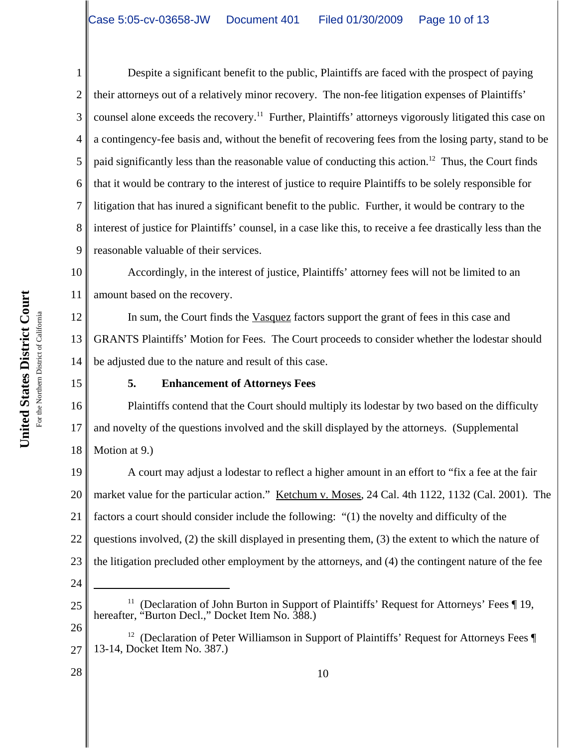Despite a significant benefit to the public, Plaintiffs are faced with the prospect of paying their attorneys out of a relatively minor recovery. The non-fee litigation expenses of Plaintiffs' counsel alone exceeds the recovery.[11] Further, Plaintiffs' attorneys vigorously litigated this case on a contingency-fee basis and, without the benefit of recovering fees from the losing party, stand to be paid significantly less than the reasonable value of conducting this action.[12] Thus, the Court finds that it would be contrary to the interest of justice to require Plaintiffs to be solely responsible for litigation that has inured a significant benefit to the public. Further, it would be contrary to the interest of justice for Plaintiffs' counsel, in a case like this, to receive a fee drastically less than the reasonable valuable of their services.

Accordingly, in the interest of justice, Plaintiffs' attorney fees will not be limited to an amount based on the recovery.

In sum, the Court finds the Vasquez factors support the grant of fees in this case and GRANTS Plaintiffs' Motion for Fees. The Court proceeds to consider whether the lodestar should be adjusted due to the nature and result of this case.

**5. Enhancement of Attorneys Fees**

Plaintiffs contend that the Court should multiply its lodestar by two based on the difficulty and novelty of the questions involved and the skill displayed by the attorneys. (Supplemental Motion at 9.)

A court may adjust a lodestar to reflect a higher amount in an effort to "fix a fee at the fair market value for the particular action." Ketchum v. Moses, 24 Cal. 4th 1122, 1132 (Cal. 2001). The factors a court should consider include the following: "(1) the novelty and difficulty of the questions involved, (2) the skill displayed in presenting them, (3) the extent to which the nature of the litigation precluded other employment by the attorneys, and (4) the contingent nature of the fee

---

[11] (Declaration of John Burton in Support of Plaintiffs' Request for Attorneys' Fees ¶ 19, hereafter, "Burton Decl.," Docket Item No. 388.)

[12] (Declaration of Peter Williamson in Support of Plaintiffs' Request for Attorneys Fees ¶ 13-14, Docket Item No. 387.)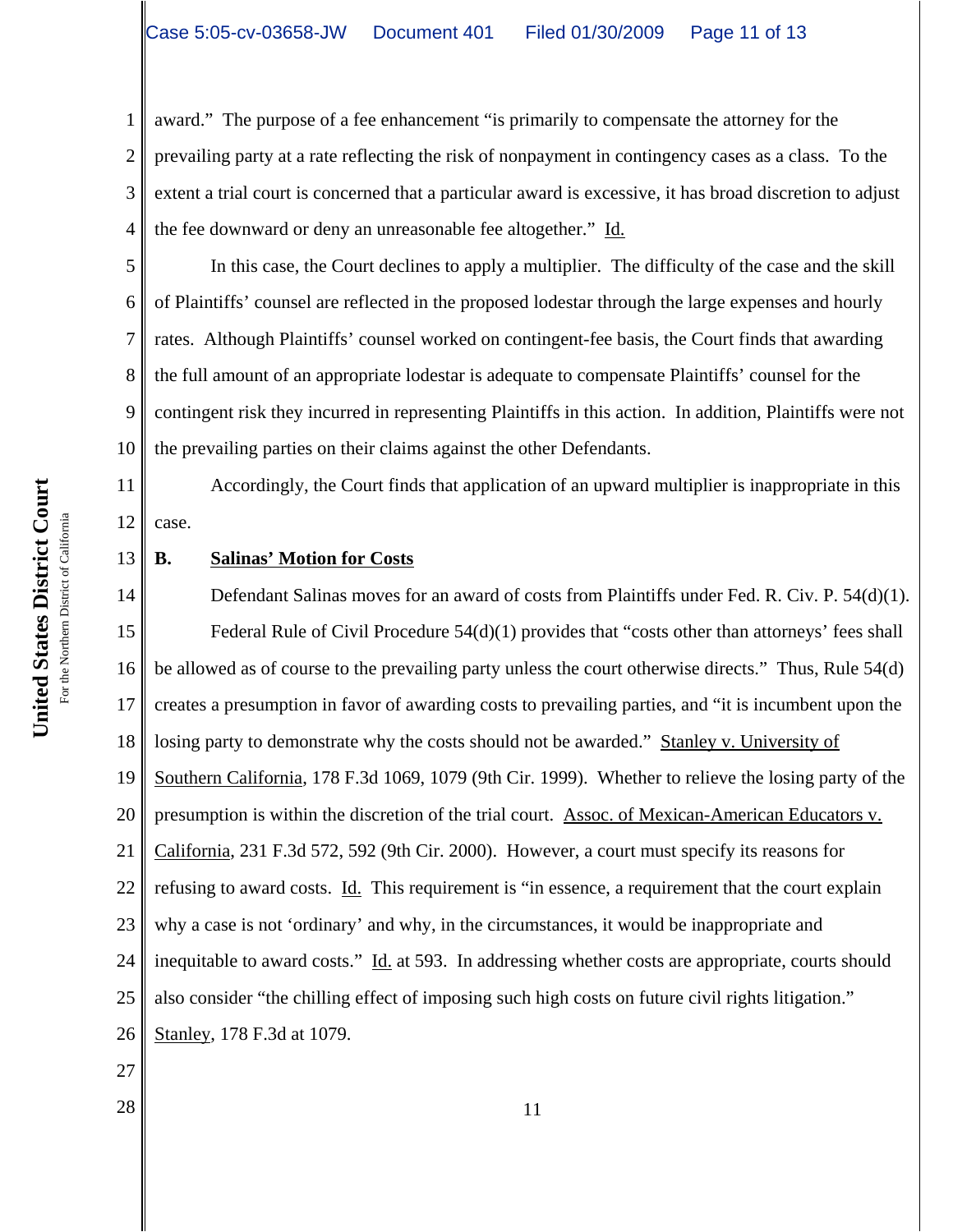award." The purpose of a fee enhancement "is primarily to compensate the attorney for the prevailing party at a rate reflecting the risk of nonpayment in contingency cases as a class. To the extent a trial court is concerned that a particular award is excessive, it has broad discretion to adjust the fee downward or deny an unreasonable fee altogether." Id.

In this case, the Court declines to apply a multiplier. The difficulty of the case and the skill of Plaintiffs' counsel are reflected in the proposed lodestar through the large expenses and hourly rates. Although Plaintiffs' counsel worked on contingent-fee basis, the Court finds that awarding the full amount of an appropriate lodestar is adequate to compensate Plaintiffs' counsel for the contingent risk they incurred in representing Plaintiffs in this action. In addition, Plaintiffs were not the prevailing parties on their claims against the other Defendants.

Accordingly, the Court finds that application of an upward multiplier is inappropriate in this case.

**B. Salinas' Motion for Costs**

Defendant Salinas moves for an award of costs from Plaintiffs under Fed. R. Civ. P. 54(d)(1).

Federal Rule of Civil Procedure 54(d)(1) provides that "costs other than attorneys' fees shall be allowed as of course to the prevailing party unless the court otherwise directs." Thus, Rule 54(d) creates a presumption in favor of awarding costs to prevailing parties, and "it is incumbent upon the losing party to demonstrate why the costs should not be awarded." Stanley v. University of Southern California, 178 F.3d 1069, 1079 (9th Cir. 1999). Whether to relieve the losing party of the presumption is within the discretion of the trial court. Assoc. of Mexican-American Educators v. California, 231 F.3d 572, 592 (9th Cir. 2000). However, a court must specify its reasons for refusing to award costs. Id. This requirement is "in essence, a requirement that the court explain why a case is not 'ordinary' and why, in the circumstances, it would be inappropriate and inequitable to award costs." Id. at 593. In addressing whether costs are appropriate, courts should also consider "the chilling effect of imposing such high costs on future civil rights litigation." Stanley, 178 F.3d at 1079.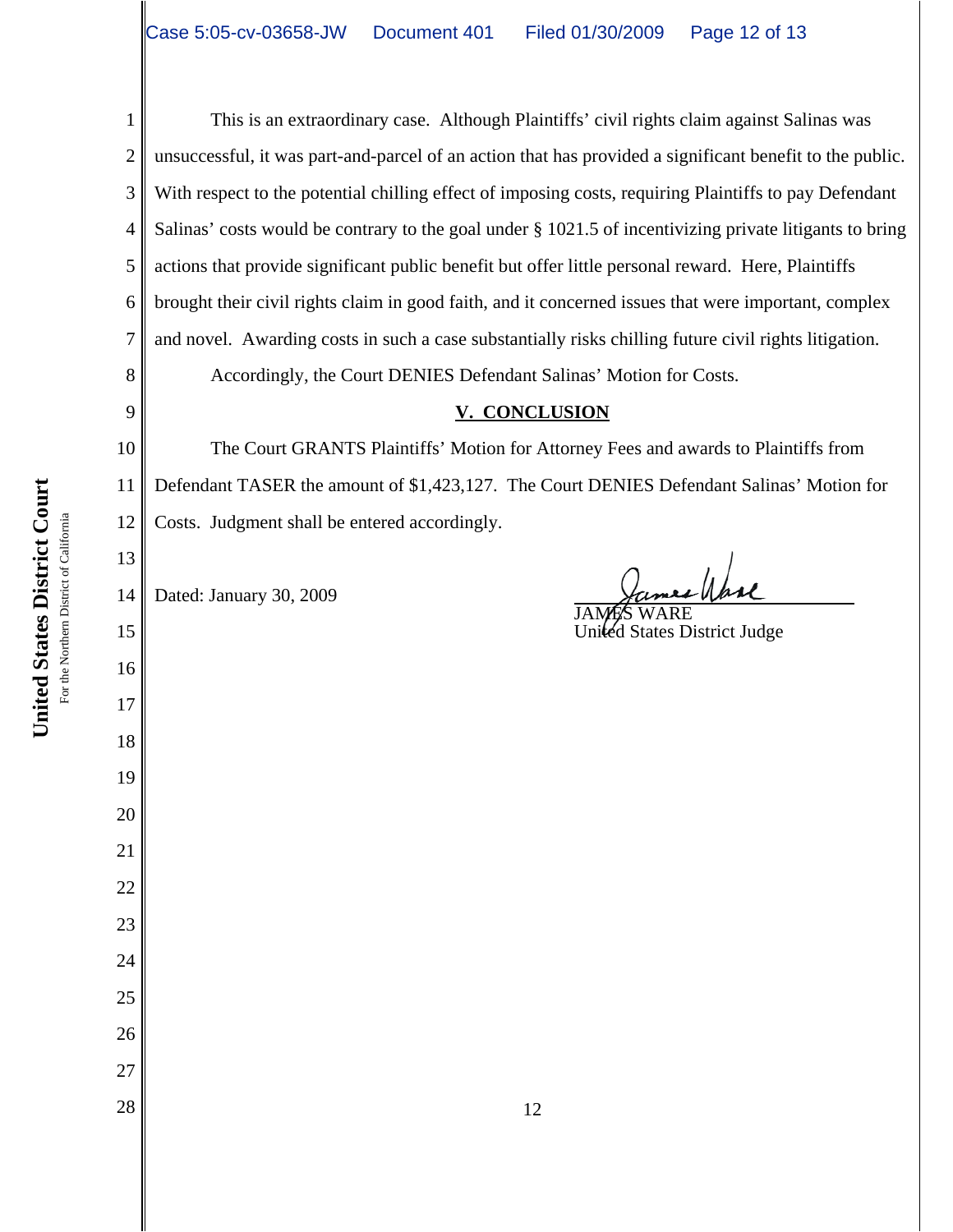This is an extraordinary case. Although Plaintiffs' civil rights claim against Salinas was unsuccessful, it was part-and-parcel of an action that has provided a significant benefit to the public. With respect to the potential chilling effect of imposing costs, requiring Plaintiffs to pay Defendant Salinas' costs would be contrary to the goal under § 1021.5 of incentivizing private litigants to bring actions that provide significant public benefit but offer little personal reward. Here, Plaintiffs brought their civil rights claim in good faith, and it concerned issues that were important, complex and novel. Awarding costs in such a case substantially risks chilling future civil rights litigation.

Accordingly, the Court DENIES Defendant Salinas' Motion for Costs.

## V. CONCLUSION

The Court GRANTS Plaintiffs' Motion for Attorney Fees and awards to Plaintiffs from Defendant TASER the amount of $1,423,127. The Court DENIES Defendant Salinas' Motion for Costs. Judgment shall be entered accordingly.

Dated: January 30, 2009

JAMES WARE
United States District Judge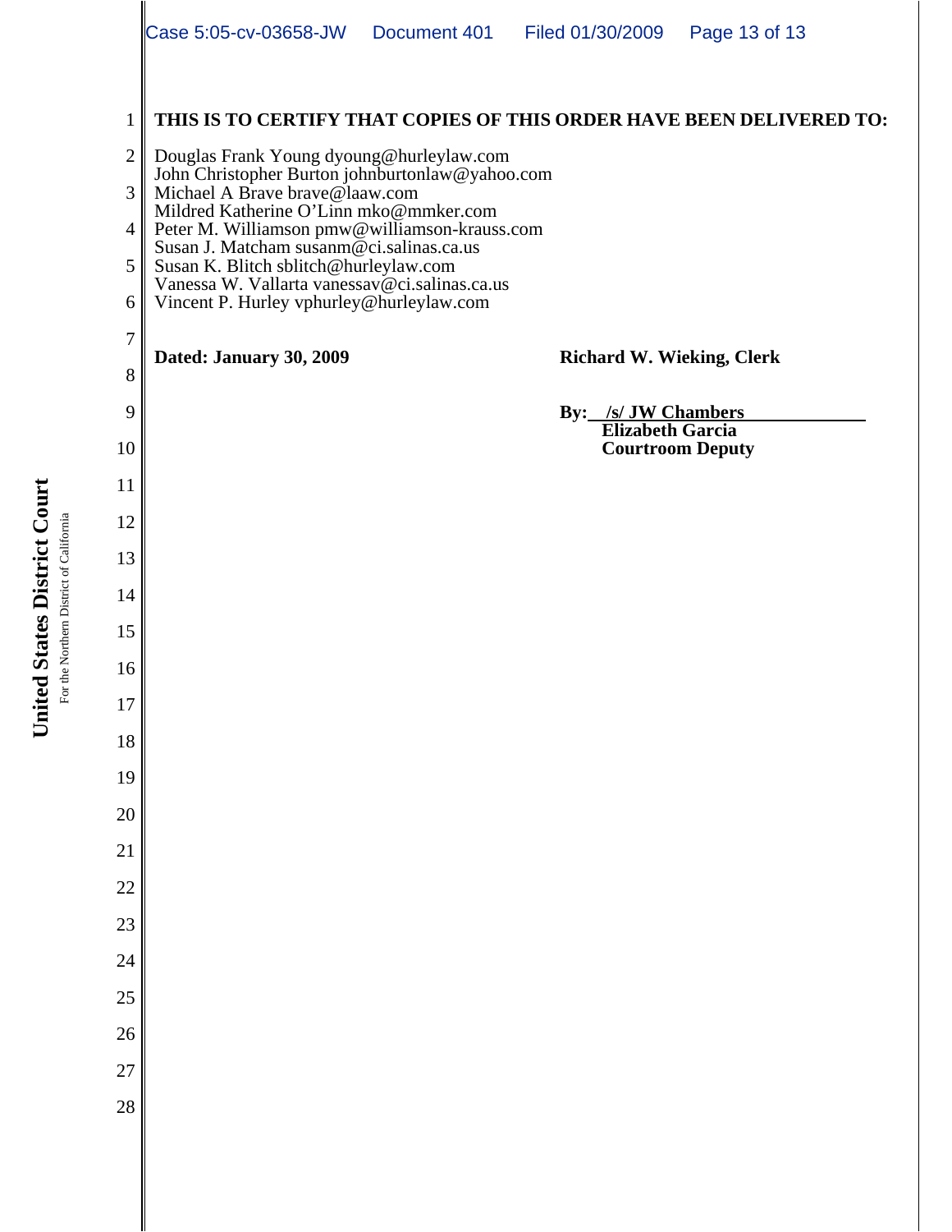**THIS IS TO CERTIFY THAT COPIES OF THIS ORDER HAVE BEEN DELIVERED TO:**

Douglas Frank Young dyoung@hurleylaw.com
John Christopher Burton johnburtonlaw@yahoo.com
Michael A Brave brave@laaw.com
Mildred Katherine O'Linn mko@mmker.com
Peter M. Williamson pmw@williamson-krauss.com
Susan J. Matcham susanm@ci.salinas.ca.us
Susan K. Blitch sblitch@hurleylaw.com
Vanessa W. Vallarta vanessav@ci.salinas.ca.us
Vincent P. Hurley vphurley@hurleylaw.com

**Dated: January 30, 2009**

**Richard W. Wieking, Clerk**

**By: /s/ JW Chambers**
**Elizabeth Garcia**
**Courtroom Deputy**